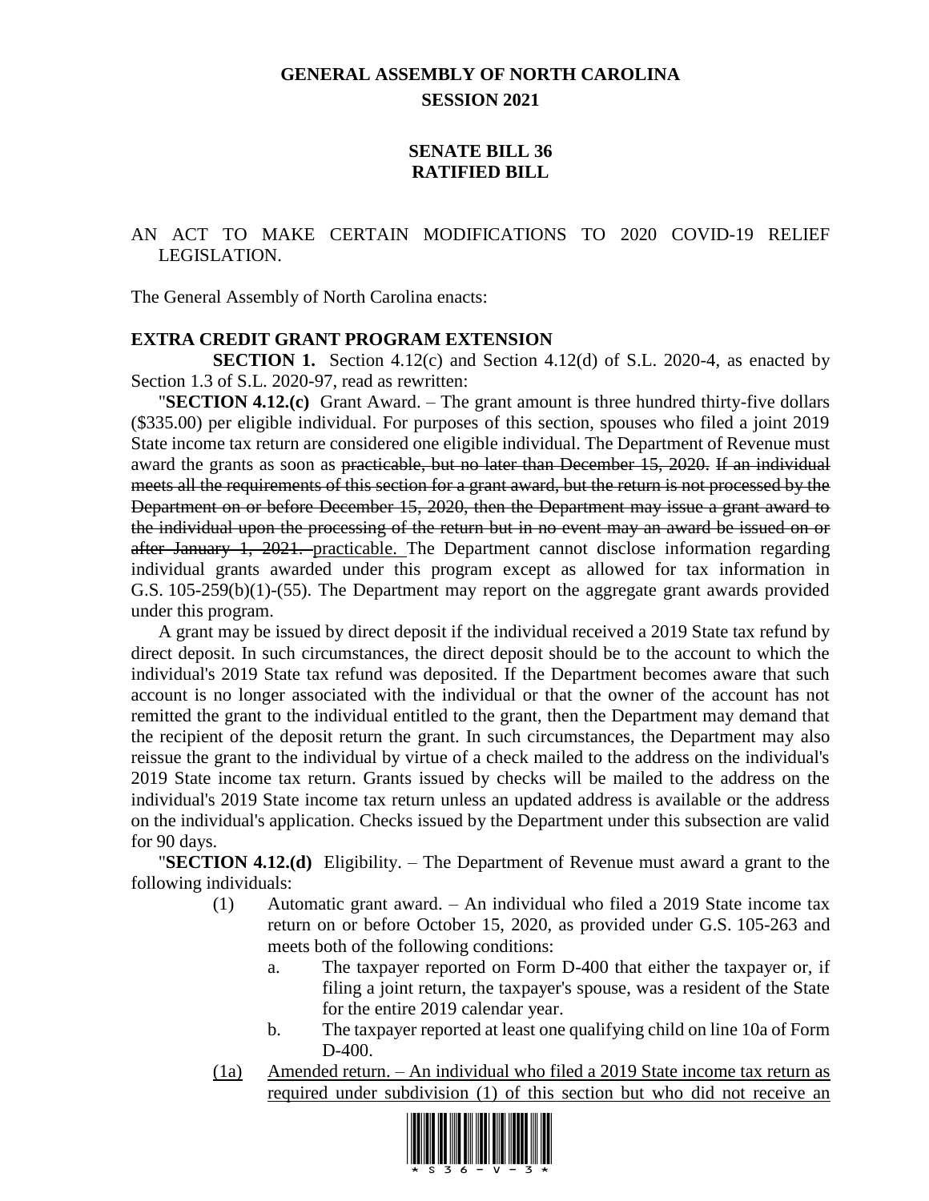# GENERAL ASSEMBLY OF NORTH CAROLINA
## SESSION 2021

## SENATE BILL 36
## RATIFIED BILL

AN ACT TO MAKE CERTAIN MODIFICATIONS TO 2020 COVID-19 RELIEF LEGISLATION.

The General Assembly of North Carolina enacts:

**EXTRA CREDIT GRANT PROGRAM EXTENSION**

**SECTION 1.** Section 4.12(c) and Section 4.12(d) of S.L. 2020-4, as enacted by Section 1.3 of S.L. 2020-97, read as rewritten:

"**SECTION 4.12.(c)** Grant Award. – The grant amount is three hundred thirty-five dollars ($335.00) per eligible individual. For purposes of this section, spouses who filed a joint 2019 State income tax return are considered one eligible individual. The Department of Revenue must award the grants as soon as ~~practicable, but no later than December 15, 2020. If an individual meets all the requirements of this section for a grant award, but the return is not processed by the Department on or before December 15, 2020, then the Department may issue a grant award to the individual upon the processing of the return but in no event may an award be issued on or after January 1, 2021.~~ <u>practicable.</u> The Department cannot disclose information regarding individual grants awarded under this program except as allowed for tax information in G.S. 105-259(b)(1)-(55). The Department may report on the aggregate grant awards provided under this program.

A grant may be issued by direct deposit if the individual received a 2019 State tax refund by direct deposit. In such circumstances, the direct deposit should be to the account to which the individual's 2019 State tax refund was deposited. If the Department becomes aware that such account is no longer associated with the individual or that the owner of the account has not remitted the grant to the individual entitled to the grant, then the Department may demand that the recipient of the deposit return the grant. In such circumstances, the Department may also reissue the grant to the individual by virtue of a check mailed to the address on the individual's 2019 State income tax return. Grants issued by checks will be mailed to the address on the individual's 2019 State income tax return unless an updated address is available or the address on the individual's application. Checks issued by the Department under this subsection are valid for 90 days.

"**SECTION 4.12.(d)** Eligibility. – The Department of Revenue must award a grant to the following individuals:

(1) Automatic grant award. – An individual who filed a 2019 State income tax return on or before October 15, 2020, as provided under G.S. 105-263 and meets both of the following conditions:

a. The taxpayer reported on Form D-400 that either the taxpayer or, if filing a joint return, the taxpayer's spouse, was a resident of the State for the entire 2019 calendar year.

b. The taxpayer reported at least one qualifying child on line 10a of Form D-400.

<u>(1a) Amended return. – An individual who filed a 2019 State income tax return as required under subdivision (1) of this section but who did not receive an</u>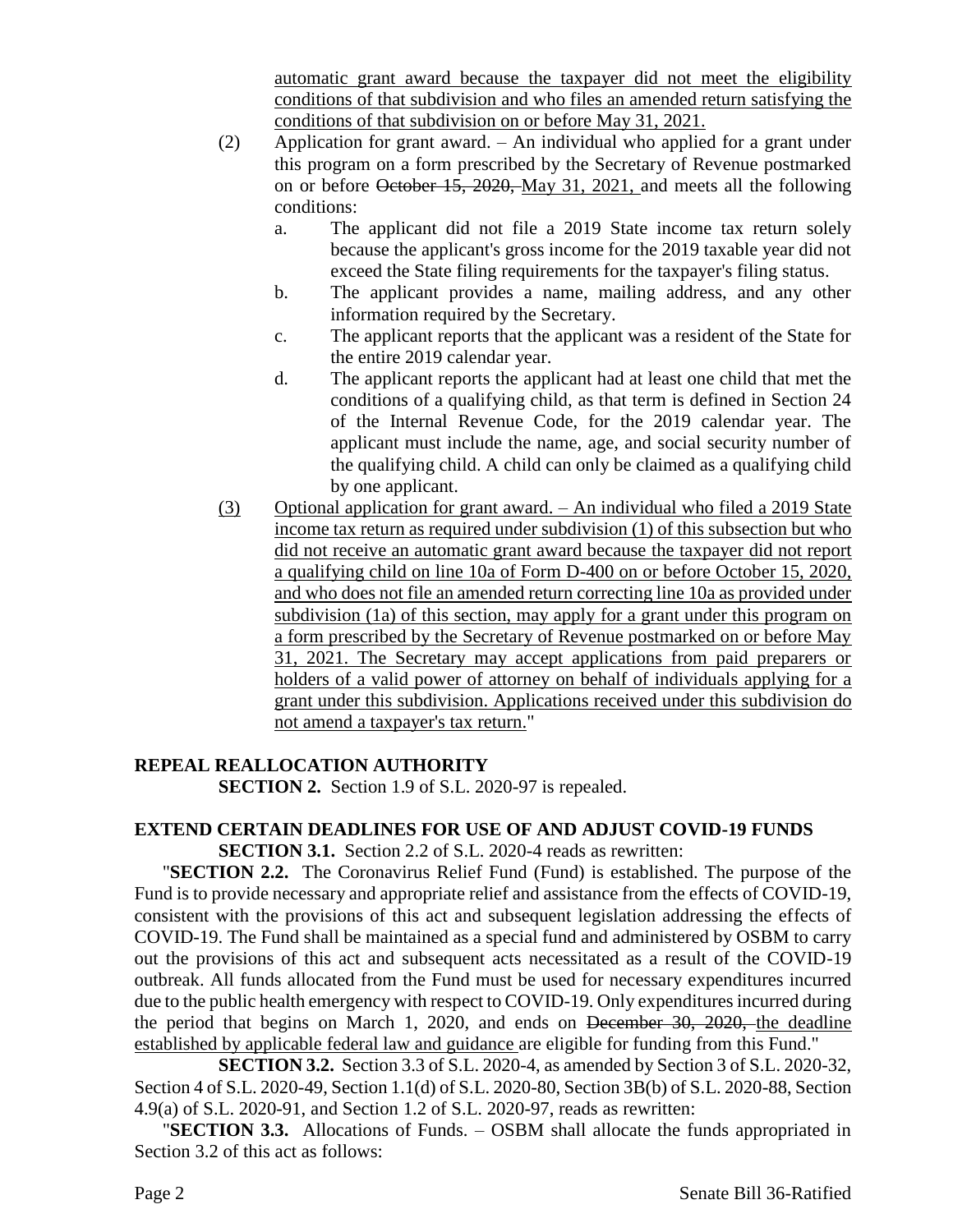automatic grant award because the taxpayer did not meet the eligibility conditions of that subdivision and who files an amended return satisfying the conditions of that subdivision on or before May 31, 2021.

(2) Application for grant award. – An individual who applied for a grant under this program on a form prescribed by the Secretary of Revenue postmarked on or before ~~October 15, 2020,~~ May 31, 2021, and meets all the following conditions:

a. The applicant did not file a 2019 State income tax return solely because the applicant's gross income for the 2019 taxable year did not exceed the State filing requirements for the taxpayer's filing status.

b. The applicant provides a name, mailing address, and any other information required by the Secretary.

c. The applicant reports that the applicant was a resident of the State for the entire 2019 calendar year.

d. The applicant reports the applicant had at least one child that met the conditions of a qualifying child, as that term is defined in Section 24 of the Internal Revenue Code, for the 2019 calendar year. The applicant must include the name, age, and social security number of the qualifying child. A child can only be claimed as a qualifying child by one applicant.

(3) Optional application for grant award. – An individual who filed a 2019 State income tax return as required under subdivision (1) of this subsection but who did not receive an automatic grant award because the taxpayer did not report a qualifying child on line 10a of Form D-400 on or before October 15, 2020, and who does not file an amended return correcting line 10a as provided under subdivision (1a) of this section, may apply for a grant under this program on a form prescribed by the Secretary of Revenue postmarked on or before May 31, 2021. The Secretary may accept applications from paid preparers or holders of a valid power of attorney on behalf of individuals applying for a grant under this subdivision. Applications received under this subdivision do not amend a taxpayer's tax return."

**REPEAL REALLOCATION AUTHORITY**

**SECTION 2.** Section 1.9 of S.L. 2020-97 is repealed.

**EXTEND CERTAIN DEADLINES FOR USE OF AND ADJUST COVID-19 FUNDS**

**SECTION 3.1.** Section 2.2 of S.L. 2020-4 reads as rewritten:

"**SECTION 2.2.** The Coronavirus Relief Fund (Fund) is established. The purpose of the Fund is to provide necessary and appropriate relief and assistance from the effects of COVID-19, consistent with the provisions of this act and subsequent legislation addressing the effects of COVID-19. The Fund shall be maintained as a special fund and administered by OSBM to carry out the provisions of this act and subsequent acts necessitated as a result of the COVID-19 outbreak. All funds allocated from the Fund must be used for necessary expenditures incurred due to the public health emergency with respect to COVID-19. Only expenditures incurred during the period that begins on March 1, 2020, and ends on ~~December 30, 2020,~~ the deadline established by applicable federal law and guidance are eligible for funding from this Fund."

**SECTION 3.2.** Section 3.3 of S.L. 2020-4, as amended by Section 3 of S.L. 2020-32, Section 4 of S.L. 2020-49, Section 1.1(d) of S.L. 2020-80, Section 3B(b) of S.L. 2020-88, Section 4.9(a) of S.L. 2020-91, and Section 1.2 of S.L. 2020-97, reads as rewritten:

"**SECTION 3.3.** Allocations of Funds. – OSBM shall allocate the funds appropriated in Section 3.2 of this act as follows: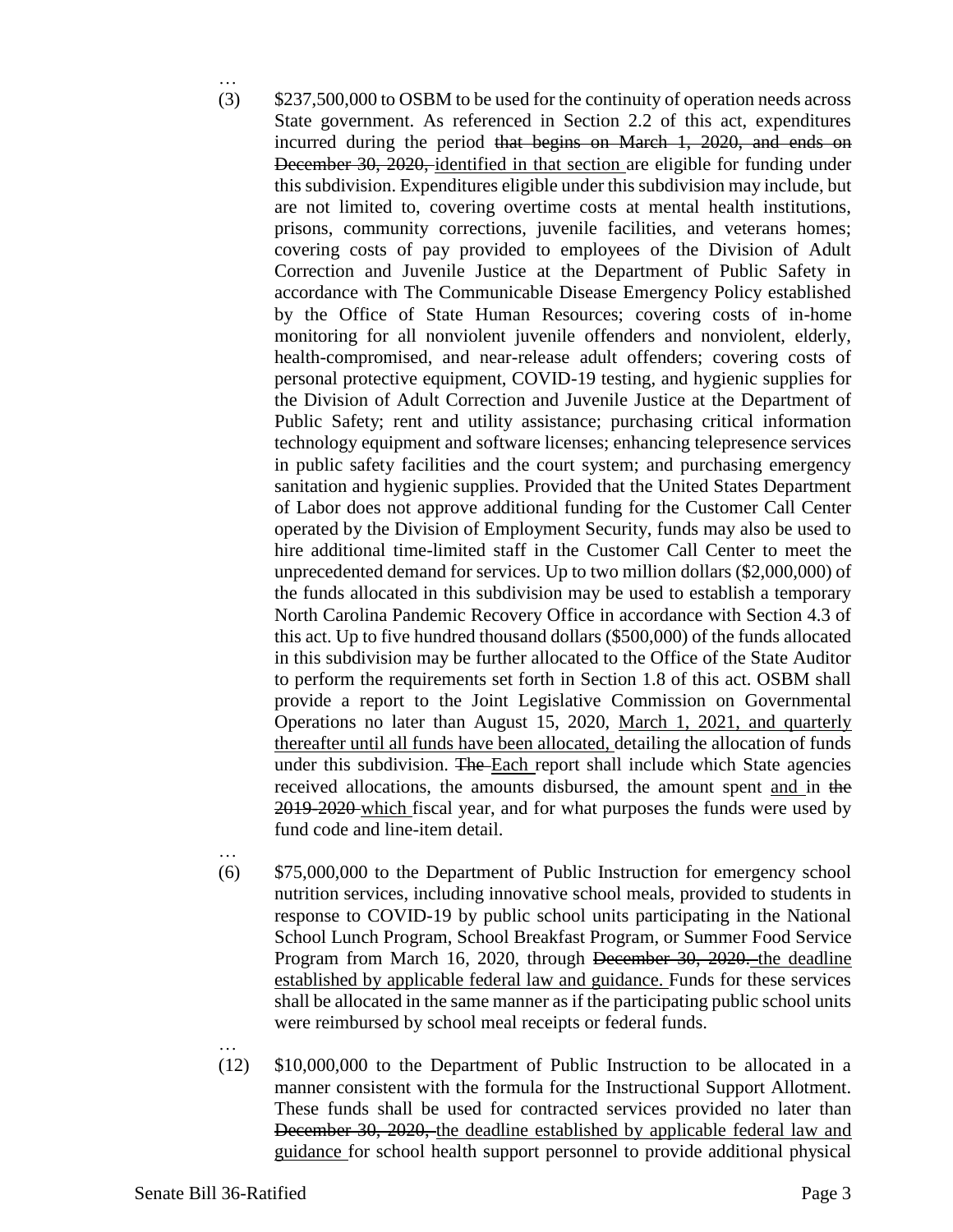…

(3) $237,500,000 to OSBM to be used for the continuity of operation needs across State government. As referenced in Section 2.2 of this act, expenditures incurred during the period ~~that begins on March 1, 2020, and ends on December 30, 2020,~~ <u>identified in that section</u> are eligible for funding under this subdivision. Expenditures eligible under this subdivision may include, but are not limited to, covering overtime costs at mental health institutions, prisons, community corrections, juvenile facilities, and veterans homes; covering costs of pay provided to employees of the Division of Adult Correction and Juvenile Justice at the Department of Public Safety in accordance with The Communicable Disease Emergency Policy established by the Office of State Human Resources; covering costs of in-home monitoring for all nonviolent juvenile offenders and nonviolent, elderly, health-compromised, and near-release adult offenders; covering costs of personal protective equipment, COVID-19 testing, and hygienic supplies for the Division of Adult Correction and Juvenile Justice at the Department of Public Safety; rent and utility assistance; purchasing critical information technology equipment and software licenses; enhancing telepresence services in public safety facilities and the court system; and purchasing emergency sanitation and hygienic supplies. Provided that the United States Department of Labor does not approve additional funding for the Customer Call Center operated by the Division of Employment Security, funds may also be used to hire additional time-limited staff in the Customer Call Center to meet the unprecedented demand for services. Up to two million dollars ($2,000,000) of the funds allocated in this subdivision may be used to establish a temporary North Carolina Pandemic Recovery Office in accordance with Section 4.3 of this act. Up to five hundred thousand dollars ($500,000) of the funds allocated in this subdivision may be further allocated to the Office of the State Auditor to perform the requirements set forth in Section 1.8 of this act. OSBM shall provide a report to the Joint Legislative Commission on Governmental Operations no later than August 15, 2020, <u>March 1, 2021, and quarterly thereafter until all funds have been allocated,</u> detailing the allocation of funds under this subdivision. ~~The~~ <u>Each</u> report shall include which State agencies received allocations, the amounts disbursed, the amount spent <u>and</u> in ~~the 2019-2020~~ <u>which</u> fiscal year, and for what purposes the funds were used by fund code and line-item detail.

…

(6) $75,000,000 to the Department of Public Instruction for emergency school nutrition services, including innovative school meals, provided to students in response to COVID-19 by public school units participating in the National School Lunch Program, School Breakfast Program, or Summer Food Service Program from March 16, 2020, through ~~December 30, 2020.~~ <u>the deadline established by applicable federal law and guidance.</u> Funds for these services shall be allocated in the same manner as if the participating public school units were reimbursed by school meal receipts or federal funds.

…

(12) $10,000,000 to the Department of Public Instruction to be allocated in a manner consistent with the formula for the Instructional Support Allotment. These funds shall be used for contracted services provided no later than ~~December 30, 2020,~~ <u>the deadline established by applicable federal law and guidance</u> for school health support personnel to provide additional physical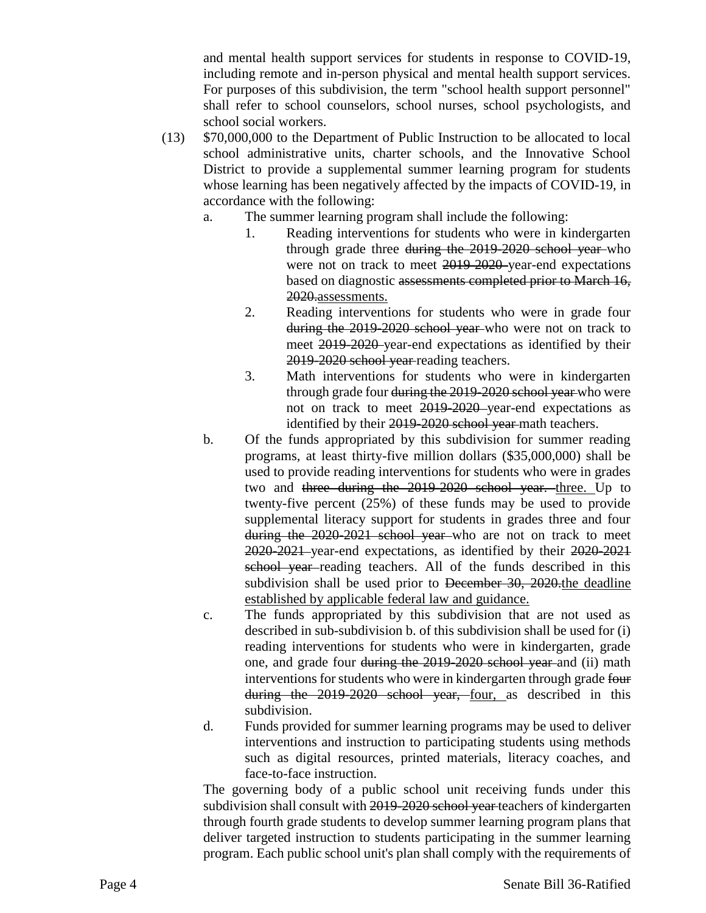and mental health support services for students in response to COVID-19, including remote and in-person physical and mental health support services. For purposes of this subdivision, the term "school health support personnel" shall refer to school counselors, school nurses, school psychologists, and school social workers.

(13) $70,000,000 to the Department of Public Instruction to be allocated to local school administrative units, charter schools, and the Innovative School District to provide a supplemental summer learning program for students whose learning has been negatively affected by the impacts of COVID-19, in accordance with the following:

a. The summer learning program shall include the following:

1. Reading interventions for students who were in kindergarten through grade three ~~during the 2019-2020 school year~~ who were not on track to meet ~~2019-2020~~ year-end expectations based on diagnostic ~~assessments completed prior to March 16, 2020.~~assessments.

2. Reading interventions for students who were in grade four ~~during the 2019-2020 school year~~ who were not on track to meet ~~2019-2020~~ year-end expectations as identified by their ~~2019-2020 school year~~ reading teachers.

3. Math interventions for students who were in kindergarten through grade four ~~during the 2019-2020 school year~~ who were not on track to meet ~~2019-2020~~ year-end expectations as identified by their ~~2019-2020 school year~~ math teachers.

b. Of the funds appropriated by this subdivision for summer reading programs, at least thirty-five million dollars ($35,000,000) shall be used to provide reading interventions for students who were in grades two and ~~three during the 2019-2020 school year.~~ three. Up to twenty-five percent (25%) of these funds may be used to provide supplemental literacy support for students in grades three and four ~~during the 2020-2021 school year~~ who are not on track to meet ~~2020-2021~~ year-end expectations, as identified by their ~~2020-2021 school year~~ reading teachers. All of the funds described in this subdivision shall be used prior to ~~December 30, 2020.~~the deadline established by applicable federal law and guidance.

c. The funds appropriated by this subdivision that are not used as described in sub-subdivision b. of this subdivision shall be used for (i) reading interventions for students who were in kindergarten, grade one, and grade four ~~during the 2019-2020 school year~~ and (ii) math interventions for students who were in kindergarten through grade ~~four during the 2019-2020 school year,~~ four, as described in this subdivision.

d. Funds provided for summer learning programs may be used to deliver interventions and instruction to participating students using methods such as digital resources, printed materials, literacy coaches, and face-to-face instruction.

The governing body of a public school unit receiving funds under this subdivision shall consult with ~~2019-2020 school year~~ teachers of kindergarten through fourth grade students to develop summer learning program plans that deliver targeted instruction to students participating in the summer learning program. Each public school unit's plan shall comply with the requirements of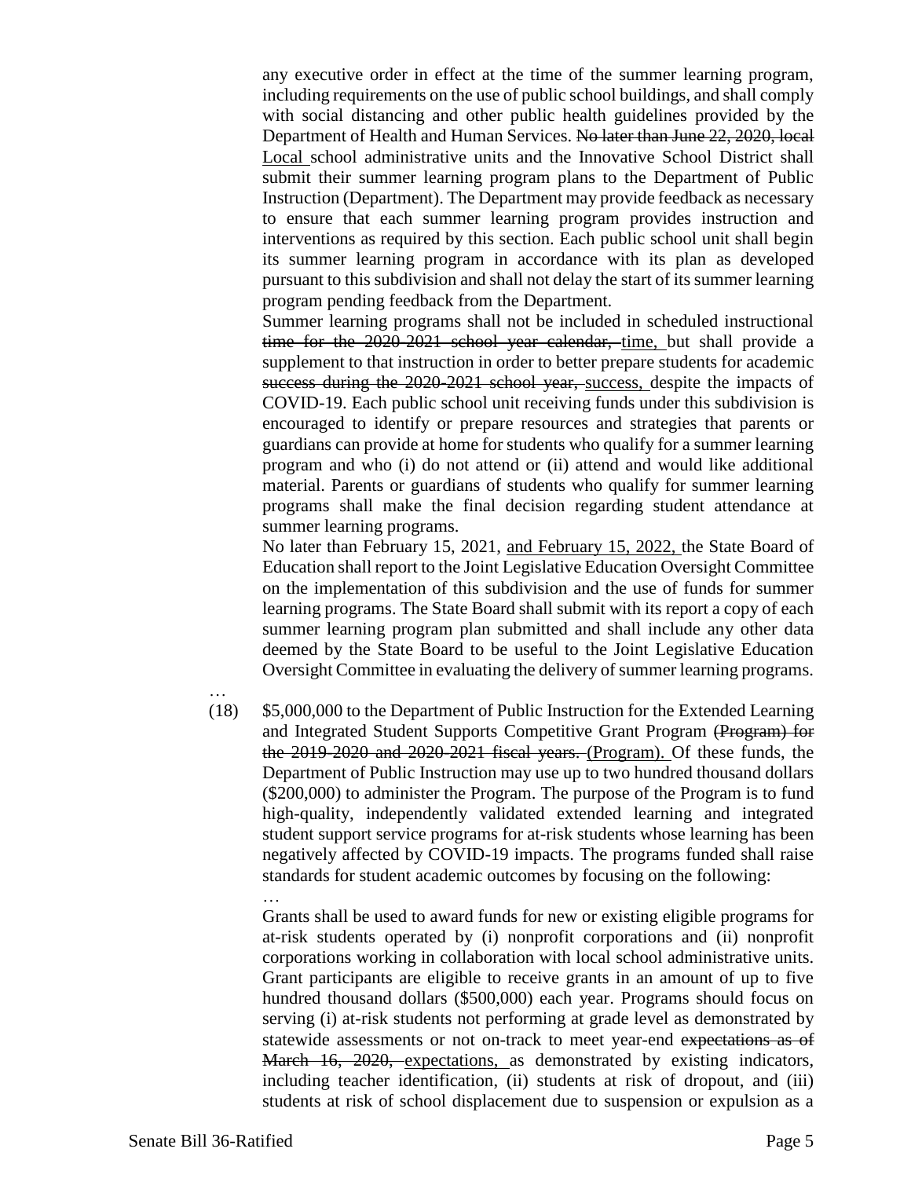any executive order in effect at the time of the summer learning program, including requirements on the use of public school buildings, and shall comply with social distancing and other public health guidelines provided by the Department of Health and Human Services. ~~No later than June 22, 2020, local~~ <u>Local</u> school administrative units and the Innovative School District shall submit their summer learning program plans to the Department of Public Instruction (Department). The Department may provide feedback as necessary to ensure that each summer learning program provides instruction and interventions as required by this section. Each public school unit shall begin its summer learning program in accordance with its plan as developed pursuant to this subdivision and shall not delay the start of its summer learning program pending feedback from the Department.

Summer learning programs shall not be included in scheduled instructional ~~time for the 2020-2021 school year calendar,~~ <u>time,</u> but shall provide a supplement to that instruction in order to better prepare students for academic ~~success during the 2020-2021 school year,~~ <u>success,</u> despite the impacts of COVID-19. Each public school unit receiving funds under this subdivision is encouraged to identify or prepare resources and strategies that parents or guardians can provide at home for students who qualify for a summer learning program and who (i) do not attend or (ii) attend and would like additional material. Parents or guardians of students who qualify for summer learning programs shall make the final decision regarding student attendance at summer learning programs.

No later than February 15, 2021, <u>and February 15, 2022,</u> the State Board of Education shall report to the Joint Legislative Education Oversight Committee on the implementation of this subdivision and the use of funds for summer learning programs. The State Board shall submit with its report a copy of each summer learning program plan submitted and shall include any other data deemed by the State Board to be useful to the Joint Legislative Education Oversight Committee in evaluating the delivery of summer learning programs.

…

(18) $5,000,000 to the Department of Public Instruction for the Extended Learning and Integrated Student Supports Competitive Grant Program ~~(Program) for the 2019-2020 and 2020-2021 fiscal years.~~ <u>(Program).</u> Of these funds, the Department of Public Instruction may use up to two hundred thousand dollars ($200,000) to administer the Program. The purpose of the Program is to fund high-quality, independently validated extended learning and integrated student support service programs for at-risk students whose learning has been negatively affected by COVID-19 impacts. The programs funded shall raise standards for student academic outcomes by focusing on the following:

…

Grants shall be used to award funds for new or existing eligible programs for at-risk students operated by (i) nonprofit corporations and (ii) nonprofit corporations working in collaboration with local school administrative units. Grant participants are eligible to receive grants in an amount of up to five hundred thousand dollars ($500,000) each year. Programs should focus on serving (i) at-risk students not performing at grade level as demonstrated by statewide assessments or not on-track to meet year-end ~~expectations as of March 16, 2020,~~ <u>expectations,</u> as demonstrated by existing indicators, including teacher identification, (ii) students at risk of dropout, and (iii) students at risk of school displacement due to suspension or expulsion as a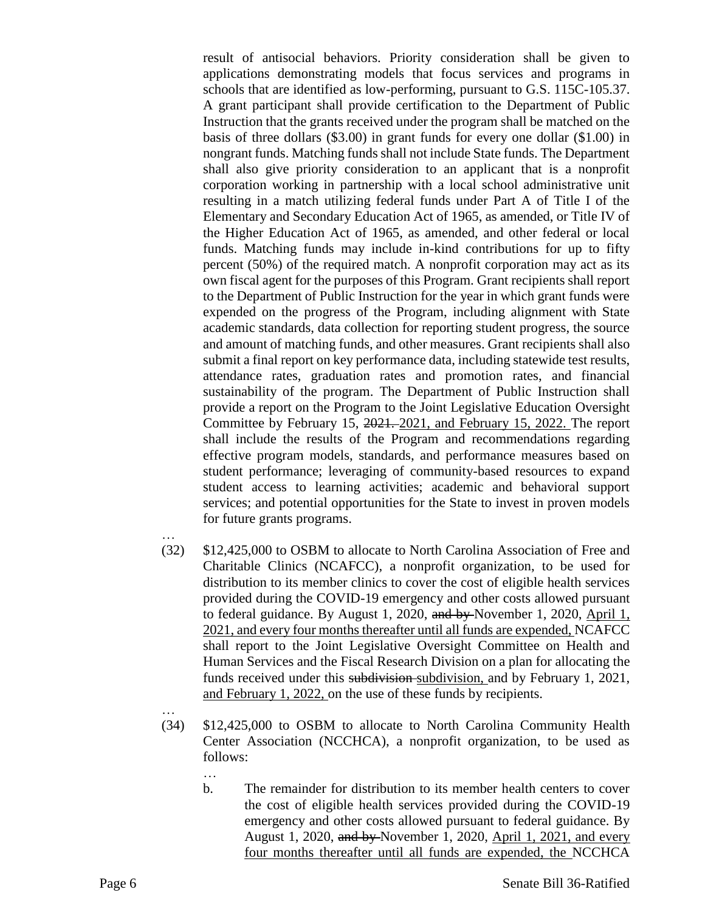result of antisocial behaviors. Priority consideration shall be given to applications demonstrating models that focus services and programs in schools that are identified as low-performing, pursuant to G.S. 115C-105.37. A grant participant shall provide certification to the Department of Public Instruction that the grants received under the program shall be matched on the basis of three dollars ($3.00) in grant funds for every one dollar ($1.00) in nongrant funds. Matching funds shall not include State funds. The Department shall also give priority consideration to an applicant that is a nonprofit corporation working in partnership with a local school administrative unit resulting in a match utilizing federal funds under Part A of Title I of the Elementary and Secondary Education Act of 1965, as amended, or Title IV of the Higher Education Act of 1965, as amended, and other federal or local funds. Matching funds may include in-kind contributions for up to fifty percent (50%) of the required match. A nonprofit corporation may act as its own fiscal agent for the purposes of this Program. Grant recipients shall report to the Department of Public Instruction for the year in which grant funds were expended on the progress of the Program, including alignment with State academic standards, data collection for reporting student progress, the source and amount of matching funds, and other measures. Grant recipients shall also submit a final report on key performance data, including statewide test results, attendance rates, graduation rates and promotion rates, and financial sustainability of the program. The Department of Public Instruction shall provide a report on the Program to the Joint Legislative Education Oversight Committee by February 15, ~~2021.~~ <u>2021, and February 15, 2022.</u> The report shall include the results of the Program and recommendations regarding effective program models, standards, and performance measures based on student performance; leveraging of community-based resources to expand student access to learning activities; academic and behavioral support services; and potential opportunities for the State to invest in proven models for future grants programs.

…

(32) $12,425,000 to OSBM to allocate to North Carolina Association of Free and Charitable Clinics (NCAFCC), a nonprofit organization, to be used for distribution to its member clinics to cover the cost of eligible health services provided during the COVID-19 emergency and other costs allowed pursuant to federal guidance. By August 1, 2020, ~~and by~~ November 1, 2020, <u>April 1, 2021, and every four months thereafter until all funds are expended,</u> NCAFCC shall report to the Joint Legislative Oversight Committee on Health and Human Services and the Fiscal Research Division on a plan for allocating the funds received under this ~~subdivision~~ <u>subdivision,</u> and by February 1, 2021, <u>and February 1, 2022,</u> on the use of these funds by recipients.

…

(34) $12,425,000 to OSBM to allocate to North Carolina Community Health Center Association (NCCHCA), a nonprofit organization, to be used as follows:

…

b. The remainder for distribution to its member health centers to cover the cost of eligible health services provided during the COVID-19 emergency and other costs allowed pursuant to federal guidance. By August 1, 2020, ~~and by~~ November 1, 2020, <u>April 1, 2021, and every four months thereafter until all funds are expended, the</u> NCCHCA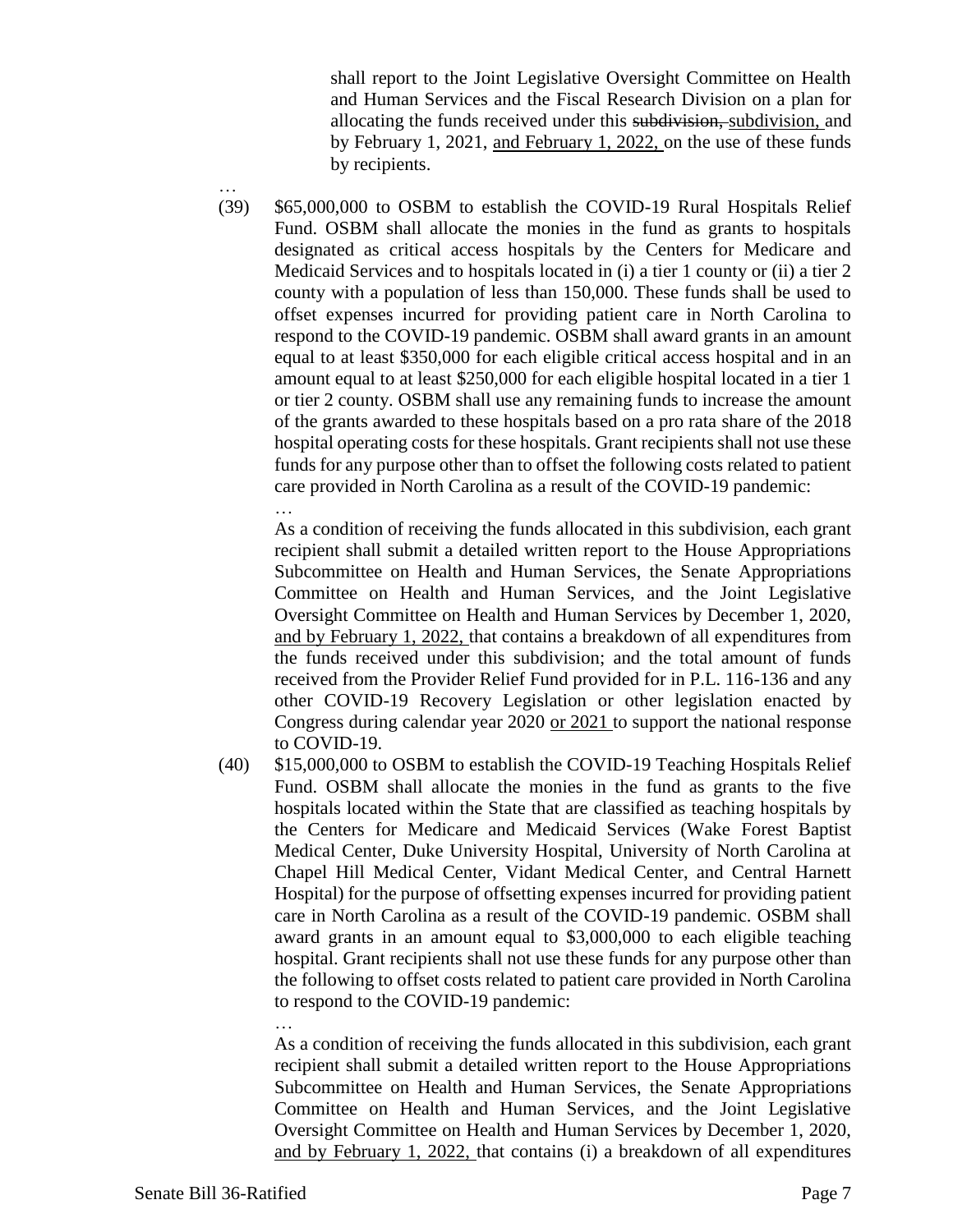shall report to the Joint Legislative Oversight Committee on Health and Human Services and the Fiscal Research Division on a plan for allocating the funds received under this ~~subdivision,~~ <u>subdivision,</u> and by February 1, 2021, <u>and February 1, 2022,</u> on the use of these funds by recipients.

…

(39) $65,000,000 to OSBM to establish the COVID-19 Rural Hospitals Relief Fund. OSBM shall allocate the monies in the fund as grants to hospitals designated as critical access hospitals by the Centers for Medicare and Medicaid Services and to hospitals located in (i) a tier 1 county or (ii) a tier 2 county with a population of less than 150,000. These funds shall be used to offset expenses incurred for providing patient care in North Carolina to respond to the COVID-19 pandemic. OSBM shall award grants in an amount equal to at least $350,000 for each eligible critical access hospital and in an amount equal to at least $250,000 for each eligible hospital located in a tier 1 or tier 2 county. OSBM shall use any remaining funds to increase the amount of the grants awarded to these hospitals based on a pro rata share of the 2018 hospital operating costs for these hospitals. Grant recipients shall not use these funds for any purpose other than to offset the following costs related to patient care provided in North Carolina as a result of the COVID-19 pandemic:

…

As a condition of receiving the funds allocated in this subdivision, each grant recipient shall submit a detailed written report to the House Appropriations Subcommittee on Health and Human Services, the Senate Appropriations Committee on Health and Human Services, and the Joint Legislative Oversight Committee on Health and Human Services by December 1, 2020, <u>and by February 1, 2022,</u> that contains a breakdown of all expenditures from the funds received under this subdivision; and the total amount of funds received from the Provider Relief Fund provided for in P.L. 116-136 and any other COVID-19 Recovery Legislation or other legislation enacted by Congress during calendar year 2020 <u>or 2021</u> to support the national response to COVID-19.

(40) $15,000,000 to OSBM to establish the COVID-19 Teaching Hospitals Relief Fund. OSBM shall allocate the monies in the fund as grants to the five hospitals located within the State that are classified as teaching hospitals by the Centers for Medicare and Medicaid Services (Wake Forest Baptist Medical Center, Duke University Hospital, University of North Carolina at Chapel Hill Medical Center, Vidant Medical Center, and Central Harnett Hospital) for the purpose of offsetting expenses incurred for providing patient care in North Carolina as a result of the COVID-19 pandemic. OSBM shall award grants in an amount equal to $3,000,000 to each eligible teaching hospital. Grant recipients shall not use these funds for any purpose other than the following to offset costs related to patient care provided in North Carolina to respond to the COVID-19 pandemic:

…

As a condition of receiving the funds allocated in this subdivision, each grant recipient shall submit a detailed written report to the House Appropriations Subcommittee on Health and Human Services, the Senate Appropriations Committee on Health and Human Services, and the Joint Legislative Oversight Committee on Health and Human Services by December 1, 2020, <u>and by February 1, 2022,</u> that contains (i) a breakdown of all expenditures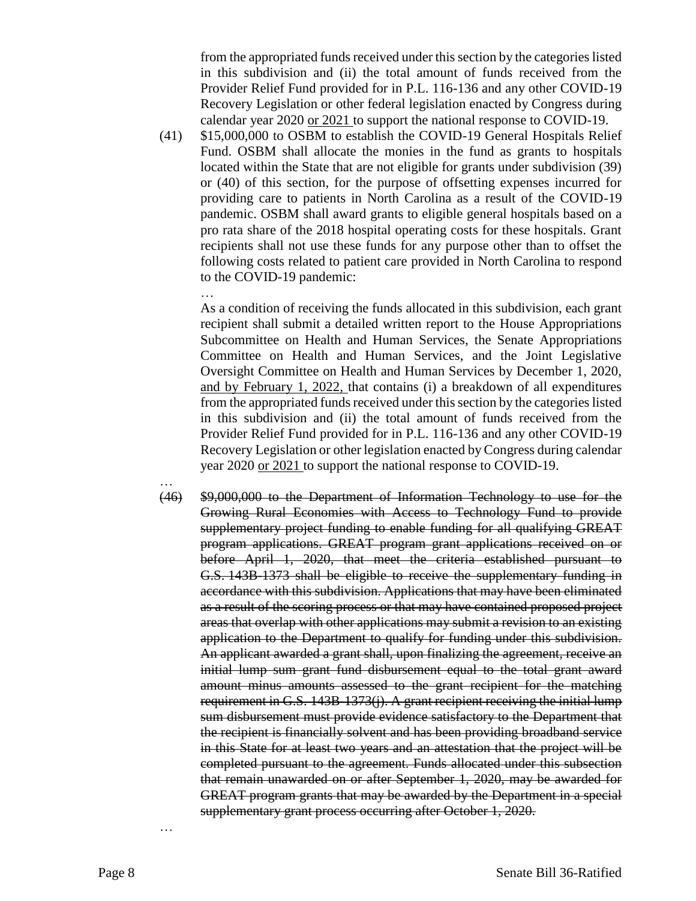from the appropriated funds received under this section by the categories listed in this subdivision and (ii) the total amount of funds received from the Provider Relief Fund provided for in P.L. 116-136 and any other COVID-19 Recovery Legislation or other federal legislation enacted by Congress during calendar year 2020 <u>or 2021</u> to support the national response to COVID-19.

(41) $15,000,000 to OSBM to establish the COVID-19 General Hospitals Relief Fund. OSBM shall allocate the monies in the fund as grants to hospitals located within the State that are not eligible for grants under subdivision (39) or (40) of this section, for the purpose of offsetting expenses incurred for providing care to patients in North Carolina as a result of the COVID-19 pandemic. OSBM shall award grants to eligible general hospitals based on a pro rata share of the 2018 hospital operating costs for these hospitals. Grant recipients shall not use these funds for any purpose other than to offset the following costs related to patient care provided in North Carolina to respond to the COVID-19 pandemic:

…

As a condition of receiving the funds allocated in this subdivision, each grant recipient shall submit a detailed written report to the House Appropriations Subcommittee on Health and Human Services, the Senate Appropriations Committee on Health and Human Services, and the Joint Legislative Oversight Committee on Health and Human Services by December 1, 2020, <u>and by February 1, 2022,</u> that contains (i) a breakdown of all expenditures from the appropriated funds received under this section by the categories listed in this subdivision and (ii) the total amount of funds received from the Provider Relief Fund provided for in P.L. 116-136 and any other COVID-19 Recovery Legislation or other legislation enacted by Congress during calendar year 2020 <u>or 2021</u> to support the national response to COVID-19.

…

~~(46) $9,000,000 to the Department of Information Technology to use for the Growing Rural Economies with Access to Technology Fund to provide supplementary project funding to enable funding for all qualifying GREAT program applications. GREAT program grant applications received on or before April 1, 2020, that meet the criteria established pursuant to G.S. 143B-1373 shall be eligible to receive the supplementary funding in accordance with this subdivision. Applications that may have been eliminated as a result of the scoring process or that may have contained proposed project areas that overlap with other applications may submit a revision to an existing application to the Department to qualify for funding under this subdivision. An applicant awarded a grant shall, upon finalizing the agreement, receive an initial lump sum grant fund disbursement equal to the total grant award amount minus amounts assessed to the grant recipient for the matching requirement in G.S. 143B-1373(j). A grant recipient receiving the initial lump sum disbursement must provide evidence satisfactory to the Department that the recipient is financially solvent and has been providing broadband service in this State for at least two years and an attestation that the project will be completed pursuant to the agreement. Funds allocated under this subsection that remain unawarded on or after September 1, 2020, may be awarded for GREAT program grants that may be awarded by the Department in a special supplementary grant process occurring after October 1, 2020.~~

…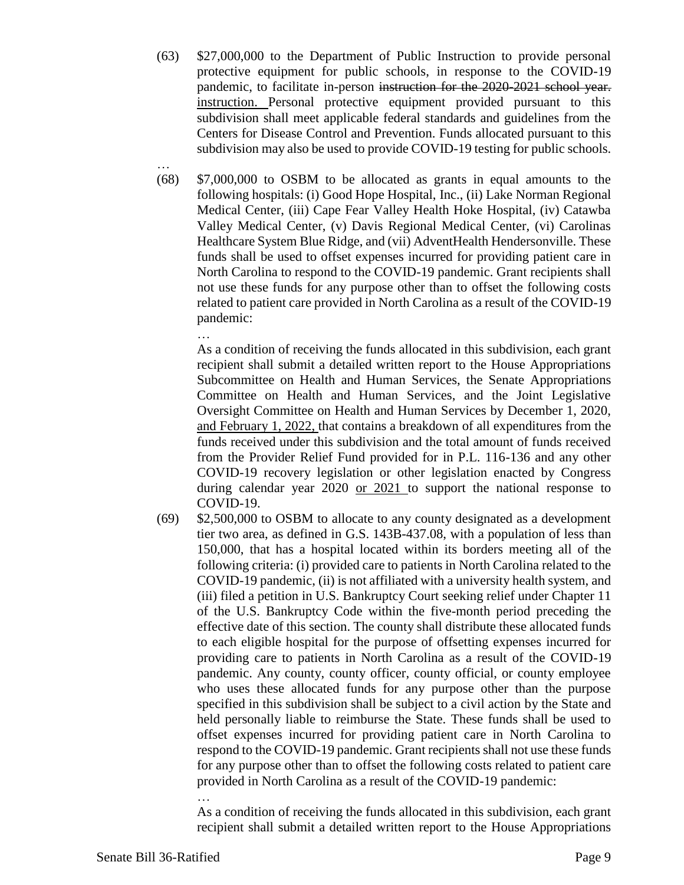(63) $27,000,000 to the Department of Public Instruction to provide personal protective equipment for public schools, in response to the COVID-19 pandemic, to facilitate in-person ~~instruction for the 2020-2021 school year.~~ instruction. Personal protective equipment provided pursuant to this subdivision shall meet applicable federal standards and guidelines from the Centers for Disease Control and Prevention. Funds allocated pursuant to this subdivision may also be used to provide COVID-19 testing for public schools.

…

(68) $7,000,000 to OSBM to be allocated as grants in equal amounts to the following hospitals: (i) Good Hope Hospital, Inc., (ii) Lake Norman Regional Medical Center, (iii) Cape Fear Valley Health Hoke Hospital, (iv) Catawba Valley Medical Center, (v) Davis Regional Medical Center, (vi) Carolinas Healthcare System Blue Ridge, and (vii) AdventHealth Hendersonville. These funds shall be used to offset expenses incurred for providing patient care in North Carolina to respond to the COVID-19 pandemic. Grant recipients shall not use these funds for any purpose other than to offset the following costs related to patient care provided in North Carolina as a result of the COVID-19 pandemic:

…

As a condition of receiving the funds allocated in this subdivision, each grant recipient shall submit a detailed written report to the House Appropriations Subcommittee on Health and Human Services, the Senate Appropriations Committee on Health and Human Services, and the Joint Legislative Oversight Committee on Health and Human Services by December 1, 2020, <u>and February 1, 2022,</u> that contains a breakdown of all expenditures from the funds received under this subdivision and the total amount of funds received from the Provider Relief Fund provided for in P.L. 116-136 and any other COVID-19 recovery legislation or other legislation enacted by Congress during calendar year 2020 <u>or 2021</u> to support the national response to COVID-19.

(69) $2,500,000 to OSBM to allocate to any county designated as a development tier two area, as defined in G.S. 143B-437.08, with a population of less than 150,000, that has a hospital located within its borders meeting all of the following criteria: (i) provided care to patients in North Carolina related to the COVID-19 pandemic, (ii) is not affiliated with a university health system, and (iii) filed a petition in U.S. Bankruptcy Court seeking relief under Chapter 11 of the U.S. Bankruptcy Code within the five-month period preceding the effective date of this section. The county shall distribute these allocated funds to each eligible hospital for the purpose of offsetting expenses incurred for providing care to patients in North Carolina as a result of the COVID-19 pandemic. Any county, county officer, county official, or county employee who uses these allocated funds for any purpose other than the purpose specified in this subdivision shall be subject to a civil action by the State and held personally liable to reimburse the State. These funds shall be used to offset expenses incurred for providing patient care in North Carolina to respond to the COVID-19 pandemic. Grant recipients shall not use these funds for any purpose other than to offset the following costs related to patient care provided in North Carolina as a result of the COVID-19 pandemic:

…

As a condition of receiving the funds allocated in this subdivision, each grant recipient shall submit a detailed written report to the House Appropriations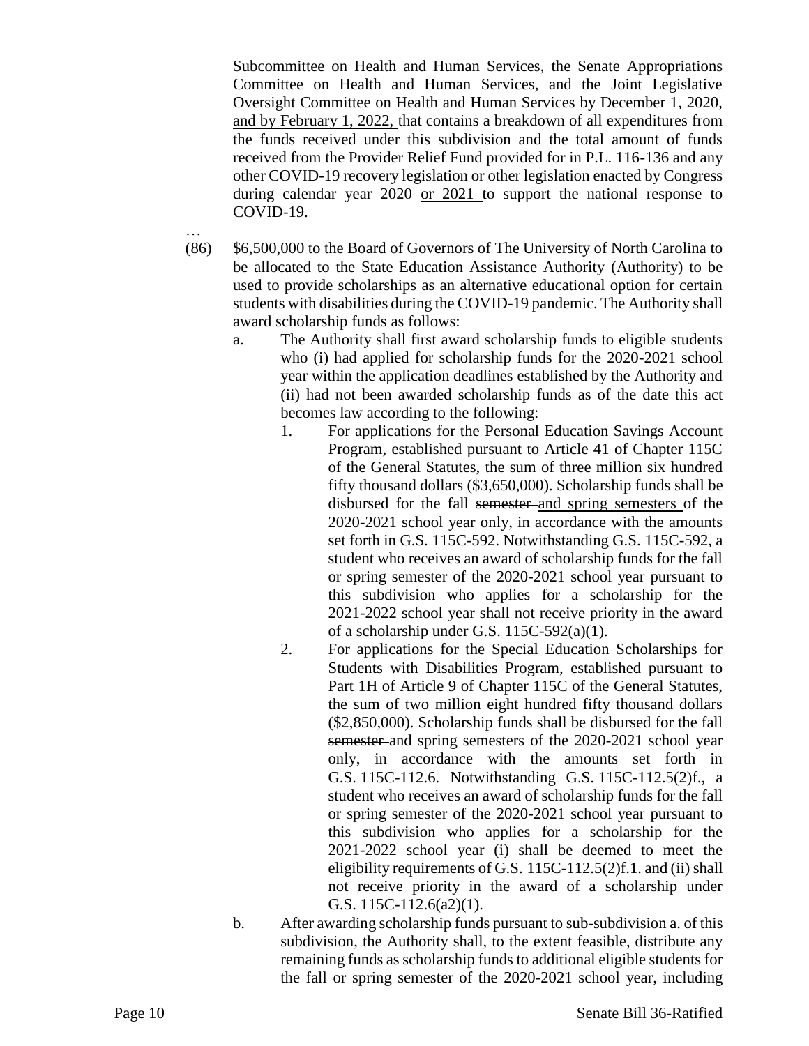Subcommittee on Health and Human Services, the Senate Appropriations Committee on Health and Human Services, and the Joint Legislative Oversight Committee on Health and Human Services by December 1, 2020, <u>and by February 1, 2022,</u> that contains a breakdown of all expenditures from the funds received under this subdivision and the total amount of funds received from the Provider Relief Fund provided for in P.L. 116-136 and any other COVID-19 recovery legislation or other legislation enacted by Congress during calendar year 2020 <u>or 2021</u> to support the national response to COVID-19.

…

(86) $6,500,000 to the Board of Governors of The University of North Carolina to be allocated to the State Education Assistance Authority (Authority) to be used to provide scholarships as an alternative educational option for certain students with disabilities during the COVID-19 pandemic. The Authority shall award scholarship funds as follows:

- a. The Authority shall first award scholarship funds to eligible students who (i) had applied for scholarship funds for the 2020-2021 school year within the application deadlines established by the Authority and (ii) had not been awarded scholarship funds as of the date this act becomes law according to the following:
  1. For applications for the Personal Education Savings Account Program, established pursuant to Article 41 of Chapter 115C of the General Statutes, the sum of three million six hundred fifty thousand dollars ($3,650,000). Scholarship funds shall be disbursed for the fall ~~semester~~ <u>and spring semesters</u> of the 2020-2021 school year only, in accordance with the amounts set forth in G.S. 115C-592. Notwithstanding G.S. 115C-592, a student who receives an award of scholarship funds for the fall <u>or spring</u> semester of the 2020-2021 school year pursuant to this subdivision who applies for a scholarship for the 2021-2022 school year shall not receive priority in the award of a scholarship under G.S. 115C-592(a)(1).
  2. For applications for the Special Education Scholarships for Students with Disabilities Program, established pursuant to Part 1H of Article 9 of Chapter 115C of the General Statutes, the sum of two million eight hundred fifty thousand dollars ($2,850,000). Scholarship funds shall be disbursed for the fall ~~semester~~ <u>and spring semesters</u> of the 2020-2021 school year only, in accordance with the amounts set forth in G.S. 115C-112.6. Notwithstanding G.S. 115C-112.5(2)f., a student who receives an award of scholarship funds for the fall <u>or spring</u> semester of the 2020-2021 school year pursuant to this subdivision who applies for a scholarship for the 2021-2022 school year (i) shall be deemed to meet the eligibility requirements of G.S. 115C-112.5(2)f.1. and (ii) shall not receive priority in the award of a scholarship under G.S. 115C-112.6(a2)(1).
- b. After awarding scholarship funds pursuant to sub-subdivision a. of this subdivision, the Authority shall, to the extent feasible, distribute any remaining funds as scholarship funds to additional eligible students for the fall <u>or spring</u> semester of the 2020-2021 school year, including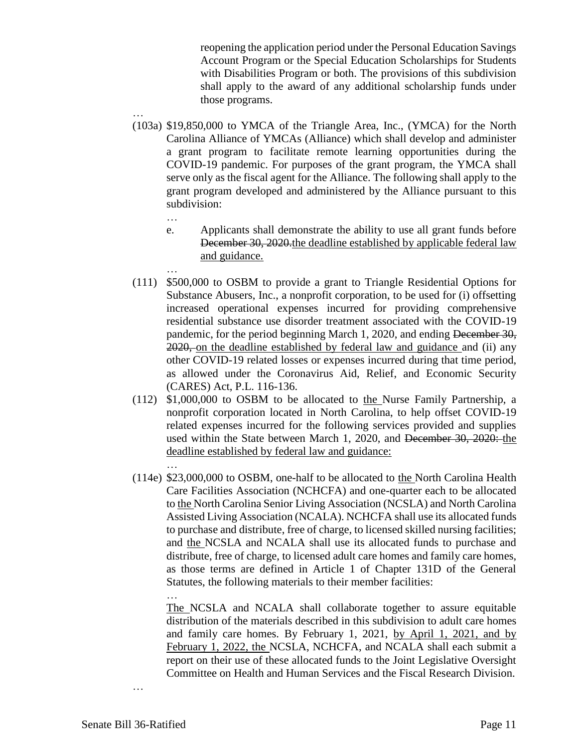reopening the application period under the Personal Education Savings Account Program or the Special Education Scholarships for Students with Disabilities Program or both. The provisions of this subdivision shall apply to the award of any additional scholarship funds under those programs.

…

(103a) $19,850,000 to YMCA of the Triangle Area, Inc., (YMCA) for the North Carolina Alliance of YMCAs (Alliance) which shall develop and administer a grant program to facilitate remote learning opportunities during the COVID-19 pandemic. For purposes of the grant program, the YMCA shall serve only as the fiscal agent for the Alliance. The following shall apply to the grant program developed and administered by the Alliance pursuant to this subdivision:

…

e. Applicants shall demonstrate the ability to use all grant funds before ~~December 30, 2020.~~<u>the deadline established by applicable federal law and guidance.</u>

…

(111) $500,000 to OSBM to provide a grant to Triangle Residential Options for Substance Abusers, Inc., a nonprofit corporation, to be used for (i) offsetting increased operational expenses incurred for providing comprehensive residential substance use disorder treatment associated with the COVID-19 pandemic, for the period beginning March 1, 2020, and ending ~~December 30, 2020,~~ <u>on the deadline established by federal law and guidance</u> and (ii) any other COVID-19 related losses or expenses incurred during that time period, as allowed under the Coronavirus Aid, Relief, and Economic Security (CARES) Act, P.L. 116-136.

(112) $1,000,000 to OSBM to be allocated to <u>the</u> Nurse Family Partnership, a nonprofit corporation located in North Carolina, to help offset COVID-19 related expenses incurred for the following services provided and supplies used within the State between March 1, 2020, and ~~December 30, 2020:~~ <u>the deadline established by federal law and guidance:</u>

…

(114e) $23,000,000 to OSBM, one-half to be allocated to <u>the</u> North Carolina Health Care Facilities Association (NCHCFA) and one-quarter each to be allocated to <u>the</u> North Carolina Senior Living Association (NCSLA) and North Carolina Assisted Living Association (NCALA). NCHCFA shall use its allocated funds to purchase and distribute, free of charge, to licensed skilled nursing facilities; and <u>the</u> NCSLA and NCALA shall use its allocated funds to purchase and distribute, free of charge, to licensed adult care homes and family care homes, as those terms are defined in Article 1 of Chapter 131D of the General Statutes, the following materials to their member facilities:

…

<u>The</u> NCSLA and NCALA shall collaborate together to assure equitable distribution of the materials described in this subdivision to adult care homes and family care homes. By February 1, 2021, <u>by April 1, 2021, and by February 1, 2022, the</u> NCSLA, NCHCFA, and NCALA shall each submit a report on their use of these allocated funds to the Joint Legislative Oversight Committee on Health and Human Services and the Fiscal Research Division.

…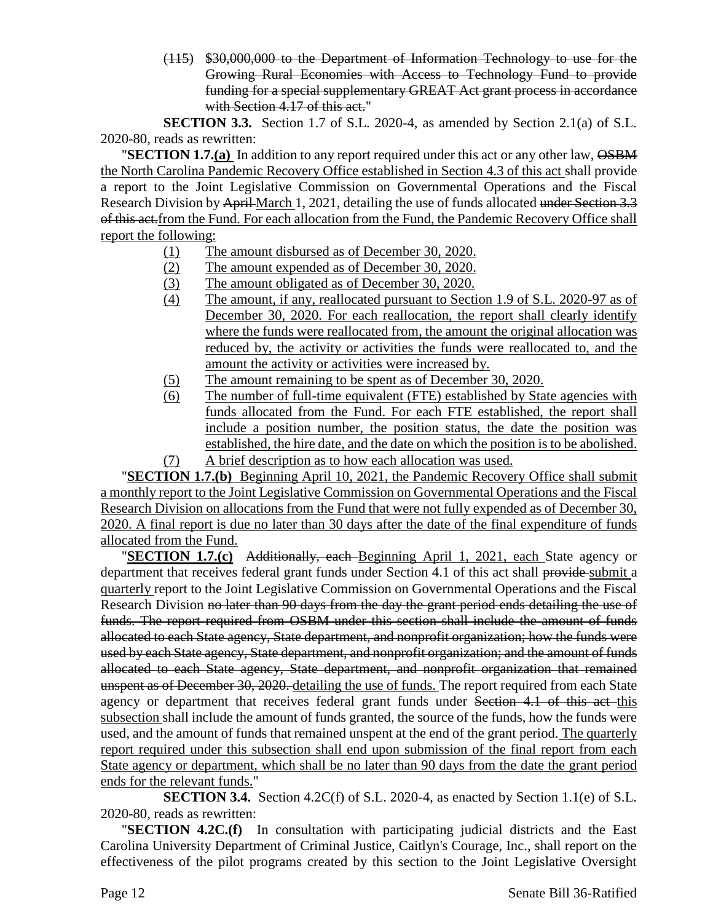(115) ~~$30,000,000 to the Department of Information Technology to use for the Growing Rural Economies with Access to Technology Fund to provide funding for a special supplementary GREAT Act grant process in accordance with Section 4.17 of this act.~~"

**SECTION 3.3.** Section 1.7 of S.L. 2020-4, as amended by Section 2.1(a) of S.L. 2020-80, reads as rewritten:

"**SECTION 1.7.(a)** In addition to any report required under this act or any other law, ~~OSBM~~ the North Carolina Pandemic Recovery Office established in Section 4.3 of this act shall provide a report to the Joint Legislative Commission on Governmental Operations and the Fiscal Research Division by ~~April~~ March 1, 2021, detailing the use of funds allocated ~~under Section 3.3 of this act.~~from the Fund. For each allocation from the Fund, the Pandemic Recovery Office shall report the following:

(1) The amount disbursed as of December 30, 2020.
(2) The amount expended as of December 30, 2020.
(3) The amount obligated as of December 30, 2020.
(4) The amount, if any, reallocated pursuant to Section 1.9 of S.L. 2020-97 as of December 30, 2020. For each reallocation, the report shall clearly identify where the funds were reallocated from, the amount the original allocation was reduced by, the activity or activities the funds were reallocated to, and the amount the activity or activities were increased by.
(5) The amount remaining to be spent as of December 30, 2020.
(6) The number of full-time equivalent (FTE) established by State agencies with funds allocated from the Fund. For each FTE established, the report shall include a position number, the position status, the date the position was established, the hire date, and the date on which the position is to be abolished.
(7) A brief description as to how each allocation was used.

"**SECTION 1.7.(b)** Beginning April 10, 2021, the Pandemic Recovery Office shall submit a monthly report to the Joint Legislative Commission on Governmental Operations and the Fiscal Research Division on allocations from the Fund that were not fully expended as of December 30, 2020. A final report is due no later than 30 days after the date of the final expenditure of funds allocated from the Fund.

"**SECTION 1.7.(c)** ~~Additionally, each~~ Beginning April 1, 2021, each State agency or department that receives federal grant funds under Section 4.1 of this act shall ~~provide~~ submit a quarterly report to the Joint Legislative Commission on Governmental Operations and the Fiscal Research Division ~~no later than 90 days from the day the grant period ends detailing the use of funds. The report required from OSBM under this section shall include the amount of funds allocated to each State agency, State department, and nonprofit organization; how the funds were used by each State agency, State department, and nonprofit organization; and the amount of funds allocated to each State agency, State department, and nonprofit organization that remained unspent as of December 30, 2020.~~ detailing the use of funds. The report required from each State agency or department that receives federal grant funds under ~~Section 4.1 of this act~~ this subsection shall include the amount of funds granted, the source of the funds, how the funds were used, and the amount of funds that remained unspent at the end of the grant period. The quarterly report required under this subsection shall end upon submission of the final report from each State agency or department, which shall be no later than 90 days from the date the grant period ends for the relevant funds."

**SECTION 3.4.** Section 4.2C(f) of S.L. 2020-4, as enacted by Section 1.1(e) of S.L. 2020-80, reads as rewritten:

"**SECTION 4.2C.(f)** In consultation with participating judicial districts and the East Carolina University Department of Criminal Justice, Caitlyn's Courage, Inc., shall report on the effectiveness of the pilot programs created by this section to the Joint Legislative Oversight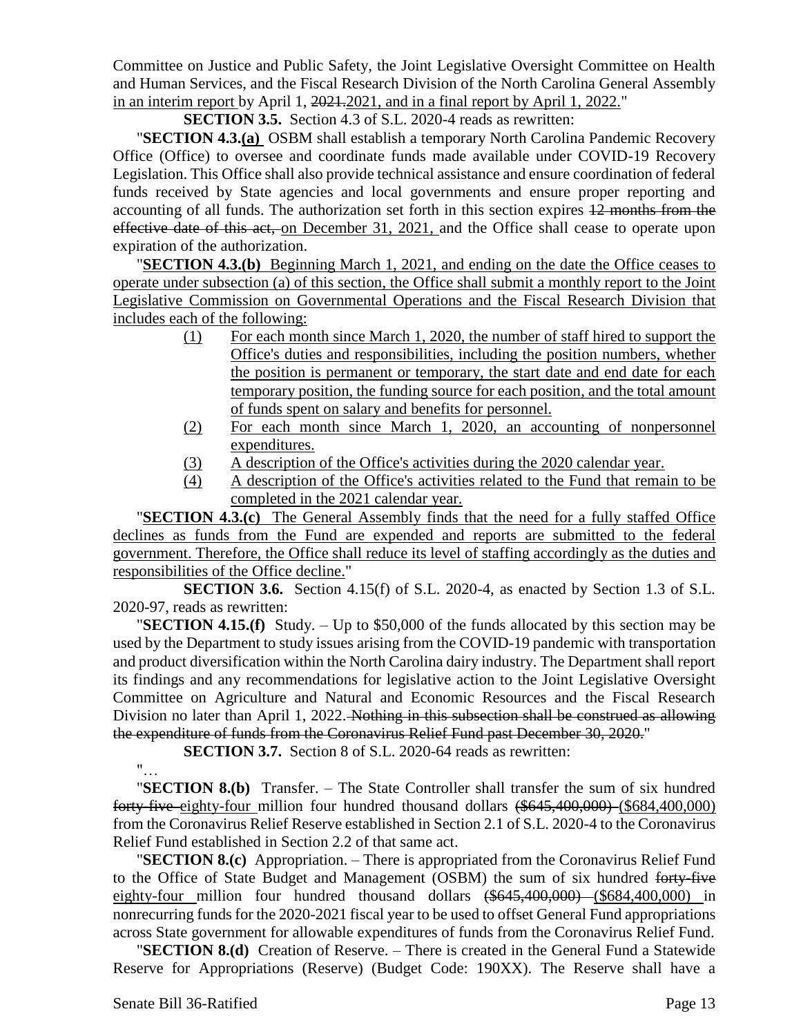Committee on Justice and Public Safety, the Joint Legislative Oversight Committee on Health and Human Services, and the Fiscal Research Division of the North Carolina General Assembly in an interim report by April 1, ~~2021.~~2021, and in a final report by April 1, 2022."

**SECTION 3.5.** Section 4.3 of S.L. 2020-4 reads as rewritten:

"**SECTION 4.3.(a)** OSBM shall establish a temporary North Carolina Pandemic Recovery Office (Office) to oversee and coordinate funds made available under COVID-19 Recovery Legislation. This Office shall also provide technical assistance and ensure coordination of federal funds received by State agencies and local governments and ensure proper reporting and accounting of all funds. The authorization set forth in this section expires ~~12 months from the effective date of this act,~~ on December 31, 2021, and the Office shall cease to operate upon expiration of the authorization.

"**SECTION 4.3.(b)** Beginning March 1, 2021, and ending on the date the Office ceases to operate under subsection (a) of this section, the Office shall submit a monthly report to the Joint Legislative Commission on Governmental Operations and the Fiscal Research Division that includes each of the following:

(1) For each month since March 1, 2020, the number of staff hired to support the Office's duties and responsibilities, including the position numbers, whether the position is permanent or temporary, the start date and end date for each temporary position, the funding source for each position, and the total amount of funds spent on salary and benefits for personnel.

(2) For each month since March 1, 2020, an accounting of nonpersonnel expenditures.

(3) A description of the Office's activities during the 2020 calendar year.

(4) A description of the Office's activities related to the Fund that remain to be completed in the 2021 calendar year.

"**SECTION 4.3.(c)** The General Assembly finds that the need for a fully staffed Office declines as funds from the Fund are expended and reports are submitted to the federal government. Therefore, the Office shall reduce its level of staffing accordingly as the duties and responsibilities of the Office decline."

**SECTION 3.6.** Section 4.15(f) of S.L. 2020-4, as enacted by Section 1.3 of S.L. 2020-97, reads as rewritten:

"**SECTION 4.15.(f)** Study. – Up to $50,000 of the funds allocated by this section may be used by the Department to study issues arising from the COVID-19 pandemic with transportation and product diversification within the North Carolina dairy industry. The Department shall report its findings and any recommendations for legislative action to the Joint Legislative Oversight Committee on Agriculture and Natural and Economic Resources and the Fiscal Research Division no later than April 1, 2022. ~~Nothing in this subsection shall be construed as allowing the expenditure of funds from the Coronavirus Relief Fund past December 30, 2020.~~"

**SECTION 3.7.** Section 8 of S.L. 2020-64 reads as rewritten:

"…

"**SECTION 8.(b)** Transfer. – The State Controller shall transfer the sum of six hundred ~~forty-five~~ eighty-four million four hundred thousand dollars ~~($645,400,000)~~ ($684,400,000) from the Coronavirus Relief Reserve established in Section 2.1 of S.L. 2020-4 to the Coronavirus Relief Fund established in Section 2.2 of that same act.

"**SECTION 8.(c)** Appropriation. – There is appropriated from the Coronavirus Relief Fund to the Office of State Budget and Management (OSBM) the sum of six hundred ~~forty-five~~ eighty-four million four hundred thousand dollars ~~($645,400,000)~~ ($684,400,000) in nonrecurring funds for the 2020-2021 fiscal year to be used to offset General Fund appropriations across State government for allowable expenditures of funds from the Coronavirus Relief Fund.

"**SECTION 8.(d)** Creation of Reserve. – There is created in the General Fund a Statewide Reserve for Appropriations (Reserve) (Budget Code: 190XX). The Reserve shall have a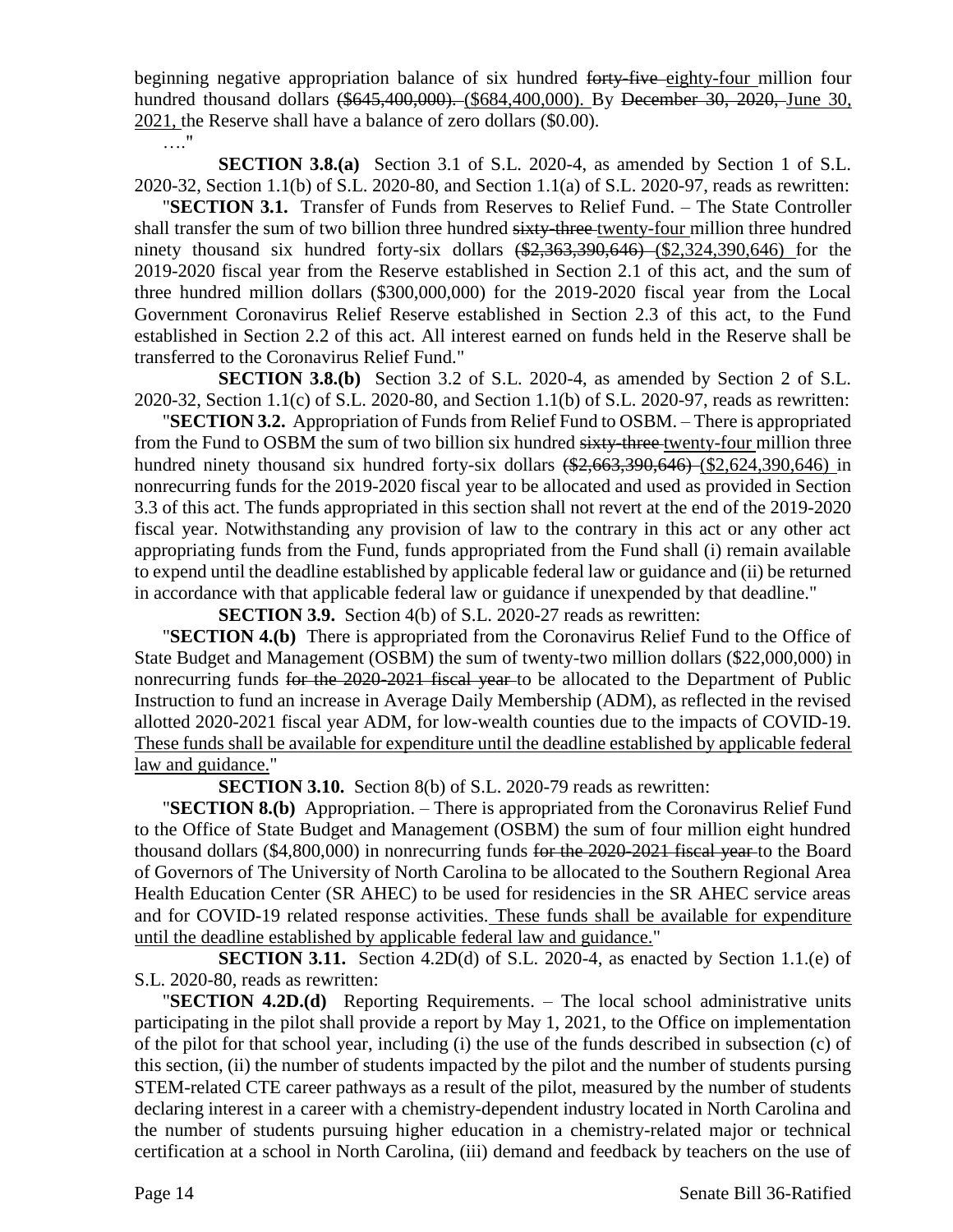beginning negative appropriation balance of six hundred ~~forty-five~~ <u>eighty-four</u> million four hundred thousand dollars ~~($645,400,000).~~ <u>($684,400,000).</u> By ~~December 30, 2020,~~ <u>June 30, 2021,</u> the Reserve shall have a balance of zero dollars ($0.00).

…."

**SECTION 3.8.(a)** Section 3.1 of S.L. 2020-4, as amended by Section 1 of S.L. 2020-32, Section 1.1(b) of S.L. 2020-80, and Section 1.1(a) of S.L. 2020-97, reads as rewritten:

"**SECTION 3.1.** Transfer of Funds from Reserves to Relief Fund. – The State Controller shall transfer the sum of two billion three hundred ~~sixty-three~~ <u>twenty-four</u> million three hundred ninety thousand six hundred forty-six dollars ~~($2,363,390,646)~~ <u>($2,324,390,646)</u> for the 2019-2020 fiscal year from the Reserve established in Section 2.1 of this act, and the sum of three hundred million dollars ($300,000,000) for the 2019-2020 fiscal year from the Local Government Coronavirus Relief Reserve established in Section 2.3 of this act, to the Fund established in Section 2.2 of this act. All interest earned on funds held in the Reserve shall be transferred to the Coronavirus Relief Fund."

**SECTION 3.8.(b)** Section 3.2 of S.L. 2020-4, as amended by Section 2 of S.L. 2020-32, Section 1.1(c) of S.L. 2020-80, and Section 1.1(b) of S.L. 2020-97, reads as rewritten:

"**SECTION 3.2.** Appropriation of Funds from Relief Fund to OSBM. – There is appropriated from the Fund to OSBM the sum of two billion six hundred ~~sixty-three~~ <u>twenty-four</u> million three hundred ninety thousand six hundred forty-six dollars ~~($2,663,390,646)~~ <u>($2,624,390,646)</u> in nonrecurring funds for the 2019-2020 fiscal year to be allocated and used as provided in Section 3.3 of this act. The funds appropriated in this section shall not revert at the end of the 2019-2020 fiscal year. Notwithstanding any provision of law to the contrary in this act or any other act appropriating funds from the Fund, funds appropriated from the Fund shall (i) remain available to expend until the deadline established by applicable federal law or guidance and (ii) be returned in accordance with that applicable federal law or guidance if unexpended by that deadline."

**SECTION 3.9.** Section 4(b) of S.L. 2020-27 reads as rewritten:

"**SECTION 4.(b)** There is appropriated from the Coronavirus Relief Fund to the Office of State Budget and Management (OSBM) the sum of twenty-two million dollars ($22,000,000) in nonrecurring funds ~~for the 2020-2021 fiscal year~~ to be allocated to the Department of Public Instruction to fund an increase in Average Daily Membership (ADM), as reflected in the revised allotted 2020-2021 fiscal year ADM, for low-wealth counties due to the impacts of COVID-19. <u>These funds shall be available for expenditure until the deadline established by applicable federal law and guidance.</u>"

**SECTION 3.10.** Section 8(b) of S.L. 2020-79 reads as rewritten:

"**SECTION 8.(b)** Appropriation. – There is appropriated from the Coronavirus Relief Fund to the Office of State Budget and Management (OSBM) the sum of four million eight hundred thousand dollars ($4,800,000) in nonrecurring funds ~~for the 2020-2021 fiscal year~~ to the Board of Governors of The University of North Carolina to be allocated to the Southern Regional Area Health Education Center (SR AHEC) to be used for residencies in the SR AHEC service areas and for COVID-19 related response activities. <u>These funds shall be available for expenditure until the deadline established by applicable federal law and guidance.</u>"

**SECTION 3.11.** Section 4.2D(d) of S.L. 2020-4, as enacted by Section 1.1.(e) of S.L. 2020-80, reads as rewritten:

"**SECTION 4.2D.(d)** Reporting Requirements. – The local school administrative units participating in the pilot shall provide a report by May 1, 2021, to the Office on implementation of the pilot for that school year, including (i) the use of the funds described in subsection (c) of this section, (ii) the number of students impacted by the pilot and the number of students pursing STEM-related CTE career pathways as a result of the pilot, measured by the number of students declaring interest in a career with a chemistry-dependent industry located in North Carolina and the number of students pursuing higher education in a chemistry-related major or technical certification at a school in North Carolina, (iii) demand and feedback by teachers on the use of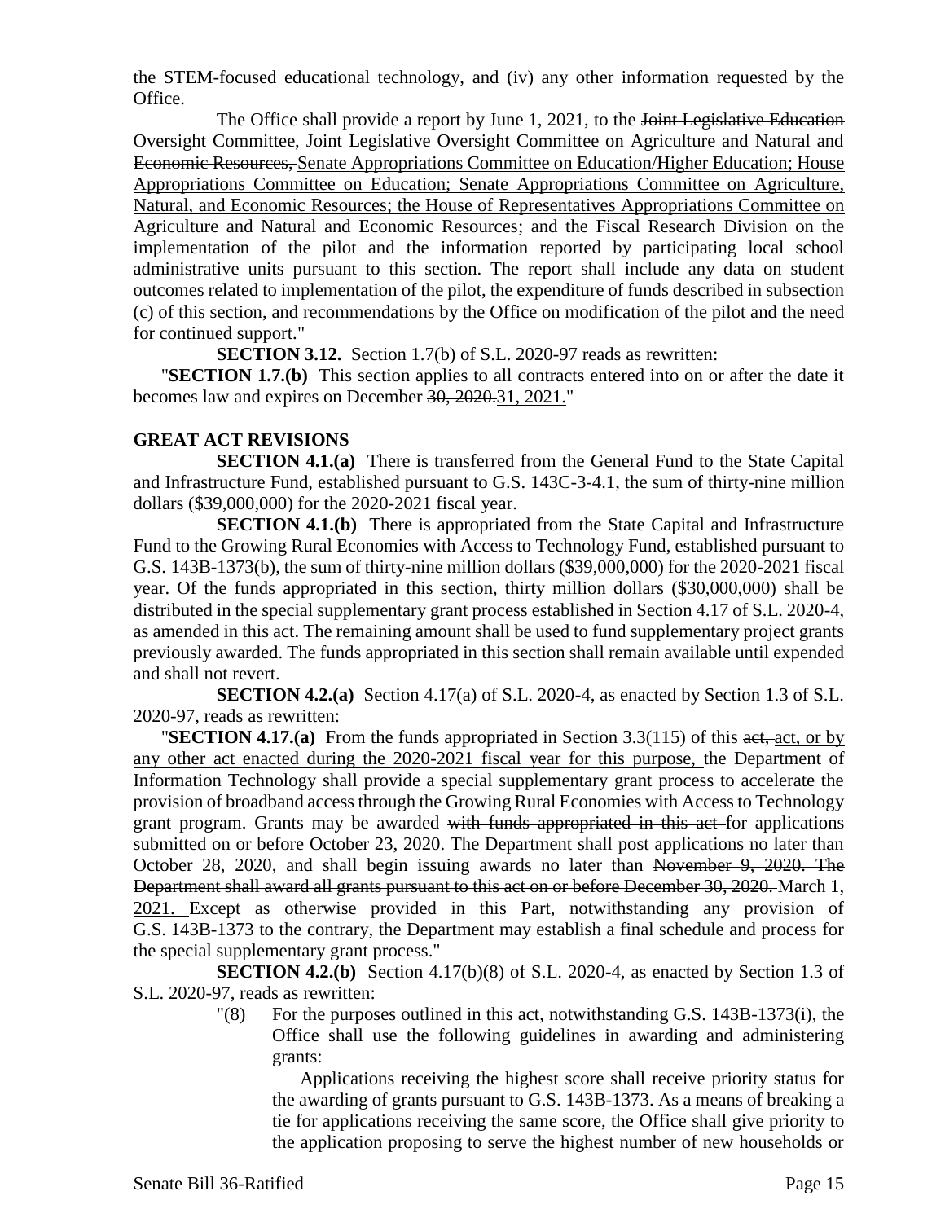the STEM-focused educational technology, and (iv) any other information requested by the Office.

The Office shall provide a report by June 1, 2021, to the ~~Joint Legislative Education Oversight Committee, Joint Legislative Oversight Committee on Agriculture and Natural and Economic Resources,~~ <u>Senate Appropriations Committee on Education/Higher Education; House Appropriations Committee on Education; Senate Appropriations Committee on Agriculture, Natural, and Economic Resources; the House of Representatives Appropriations Committee on Agriculture and Natural and Economic Resources;</u> and the Fiscal Research Division on the implementation of the pilot and the information reported by participating local school administrative units pursuant to this section. The report shall include any data on student outcomes related to implementation of the pilot, the expenditure of funds described in subsection (c) of this section, and recommendations by the Office on modification of the pilot and the need for continued support."

**SECTION 3.12.** Section 1.7(b) of S.L. 2020-97 reads as rewritten:

"**SECTION 1.7.(b)** This section applies to all contracts entered into on or after the date it becomes law and expires on December ~~30, 2020.~~<u>31, 2021.</u>"

**GREAT ACT REVISIONS**

**SECTION 4.1.(a)** There is transferred from the General Fund to the State Capital and Infrastructure Fund, established pursuant to G.S. 143C-3-4.1, the sum of thirty-nine million dollars ($39,000,000) for the 2020-2021 fiscal year.

**SECTION 4.1.(b)** There is appropriated from the State Capital and Infrastructure Fund to the Growing Rural Economies with Access to Technology Fund, established pursuant to G.S. 143B-1373(b), the sum of thirty-nine million dollars ($39,000,000) for the 2020-2021 fiscal year. Of the funds appropriated in this section, thirty million dollars ($30,000,000) shall be distributed in the special supplementary grant process established in Section 4.17 of S.L. 2020-4, as amended in this act. The remaining amount shall be used to fund supplementary project grants previously awarded. The funds appropriated in this section shall remain available until expended and shall not revert.

**SECTION 4.2.(a)** Section 4.17(a) of S.L. 2020-4, as enacted by Section 1.3 of S.L. 2020-97, reads as rewritten:

"**SECTION 4.17.(a)** From the funds appropriated in Section 3.3(115) of this ~~act,~~ <u>act, or by any other act enacted during the 2020-2021 fiscal year for this purpose,</u> the Department of Information Technology shall provide a special supplementary grant process to accelerate the provision of broadband access through the Growing Rural Economies with Access to Technology grant program. Grants may be awarded ~~with funds appropriated in this act~~ for applications submitted on or before October 23, 2020. The Department shall post applications no later than October 28, 2020, and shall begin issuing awards no later than ~~November 9, 2020. The Department shall award all grants pursuant to this act on or before December 30, 2020.~~ <u>March 1, 2021.</u> Except as otherwise provided in this Part, notwithstanding any provision of G.S. 143B-1373 to the contrary, the Department may establish a final schedule and process for the special supplementary grant process."

**SECTION 4.2.(b)** Section 4.17(b)(8) of S.L. 2020-4, as enacted by Section 1.3 of S.L. 2020-97, reads as rewritten:

"(8) For the purposes outlined in this act, notwithstanding G.S. 143B-1373(i), the Office shall use the following guidelines in awarding and administering grants:

Applications receiving the highest score shall receive priority status for the awarding of grants pursuant to G.S. 143B-1373. As a means of breaking a tie for applications receiving the same score, the Office shall give priority to the application proposing to serve the highest number of new households or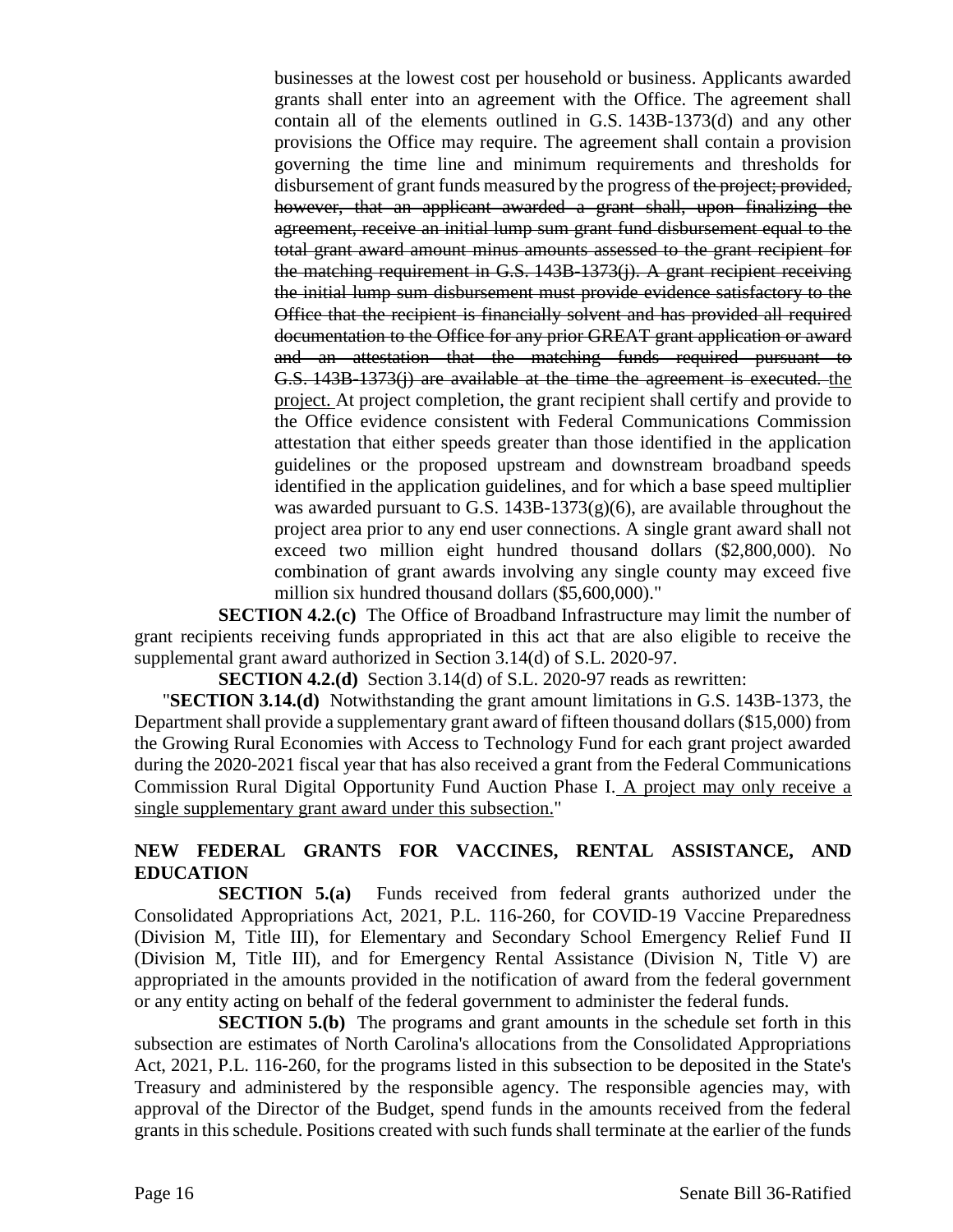businesses at the lowest cost per household or business. Applicants awarded grants shall enter into an agreement with the Office. The agreement shall contain all of the elements outlined in G.S. 143B-1373(d) and any other provisions the Office may require. The agreement shall contain a provision governing the time line and minimum requirements and thresholds for disbursement of grant funds measured by the progress of ~~the project; provided, however, that an applicant awarded a grant shall, upon finalizing the agreement, receive an initial lump sum grant fund disbursement equal to the total grant award amount minus amounts assessed to the grant recipient for the matching requirement in G.S. 143B-1373(j). A grant recipient receiving the initial lump sum disbursement must provide evidence satisfactory to the Office that the recipient is financially solvent and has provided all required documentation to the Office for any prior GREAT grant application or award and an attestation that the matching funds required pursuant to G.S. 143B-1373(j) are available at the time the agreement is executed.~~ <u>the project.</u> At project completion, the grant recipient shall certify and provide to the Office evidence consistent with Federal Communications Commission attestation that either speeds greater than those identified in the application guidelines or the proposed upstream and downstream broadband speeds identified in the application guidelines, and for which a base speed multiplier was awarded pursuant to G.S. 143B-1373(g)(6), are available throughout the project area prior to any end user connections. A single grant award shall not exceed two million eight hundred thousand dollars ($2,800,000). No combination of grant awards involving any single county may exceed five million six hundred thousand dollars ($5,600,000)."

**SECTION 4.2.(c)** The Office of Broadband Infrastructure may limit the number of grant recipients receiving funds appropriated in this act that are also eligible to receive the supplemental grant award authorized in Section 3.14(d) of S.L. 2020-97.

**SECTION 4.2.(d)** Section 3.14(d) of S.L. 2020-97 reads as rewritten:

"**SECTION 3.14.(d)** Notwithstanding the grant amount limitations in G.S. 143B-1373, the Department shall provide a supplementary grant award of fifteen thousand dollars ($15,000) from the Growing Rural Economies with Access to Technology Fund for each grant project awarded during the 2020-2021 fiscal year that has also received a grant from the Federal Communications Commission Rural Digital Opportunity Fund Auction Phase I. <u>A project may only receive a single supplementary grant award under this subsection.</u>"

**NEW FEDERAL GRANTS FOR VACCINES, RENTAL ASSISTANCE, AND EDUCATION**

**SECTION 5.(a)** Funds received from federal grants authorized under the Consolidated Appropriations Act, 2021, P.L. 116-260, for COVID-19 Vaccine Preparedness (Division M, Title III), for Elementary and Secondary School Emergency Relief Fund II (Division M, Title III), and for Emergency Rental Assistance (Division N, Title V) are appropriated in the amounts provided in the notification of award from the federal government or any entity acting on behalf of the federal government to administer the federal funds.

**SECTION 5.(b)** The programs and grant amounts in the schedule set forth in this subsection are estimates of North Carolina's allocations from the Consolidated Appropriations Act, 2021, P.L. 116-260, for the programs listed in this subsection to be deposited in the State's Treasury and administered by the responsible agency. The responsible agencies may, with approval of the Director of the Budget, spend funds in the amounts received from the federal grants in this schedule. Positions created with such funds shall terminate at the earlier of the funds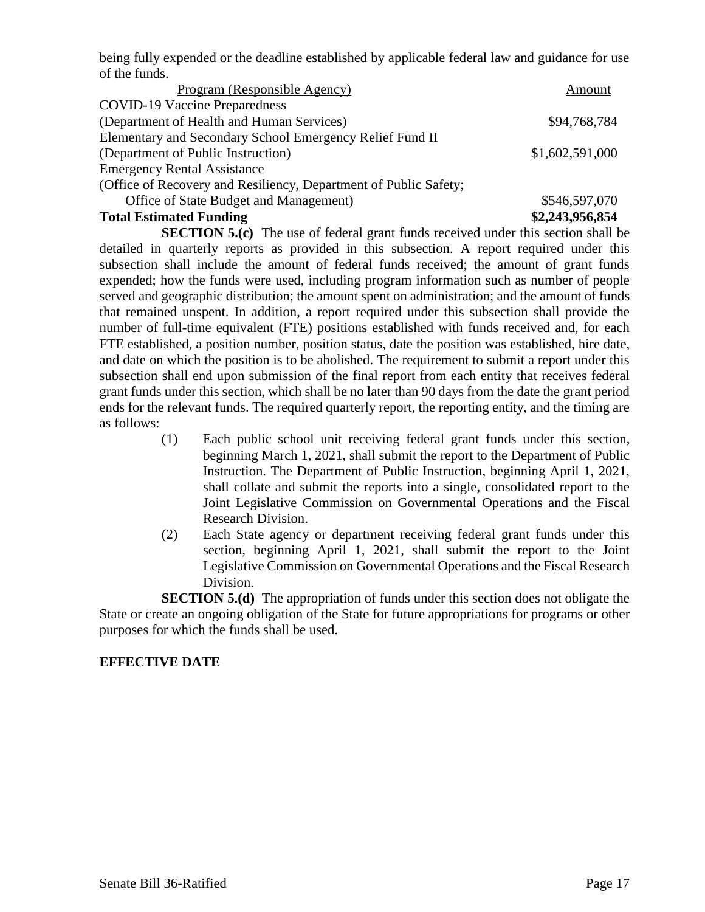being fully expended or the deadline established by applicable federal law and guidance for use of the funds.

| Program (Responsible Agency) | Amount |
|---|---|
| COVID-19 Vaccine Preparedness (Department of Health and Human Services) | $94,768,784 |
| Elementary and Secondary School Emergency Relief Fund II (Department of Public Instruction) | $1,602,591,000 |
| Emergency Rental Assistance (Office of Recovery and Resiliency, Department of Public Safety; Office of State Budget and Management) | $546,597,070 |
| **Total Estimated Funding** | **$2,243,956,854** |

**SECTION 5.(c)** The use of federal grant funds received under this section shall be detailed in quarterly reports as provided in this subsection. A report required under this subsection shall include the amount of federal funds received; the amount of grant funds expended; how the funds were used, including program information such as number of people served and geographic distribution; the amount spent on administration; and the amount of funds that remained unspent. In addition, a report required under this subsection shall provide the number of full-time equivalent (FTE) positions established with funds received and, for each FTE established, a position number, position status, date the position was established, hire date, and date on which the position is to be abolished. The requirement to submit a report under this subsection shall end upon submission of the final report from each entity that receives federal grant funds under this section, which shall be no later than 90 days from the date the grant period ends for the relevant funds. The required quarterly report, the reporting entity, and the timing are as follows:

(1) Each public school unit receiving federal grant funds under this section, beginning March 1, 2021, shall submit the report to the Department of Public Instruction. The Department of Public Instruction, beginning April 1, 2021, shall collate and submit the reports into a single, consolidated report to the Joint Legislative Commission on Governmental Operations and the Fiscal Research Division.

(2) Each State agency or department receiving federal grant funds under this section, beginning April 1, 2021, shall submit the report to the Joint Legislative Commission on Governmental Operations and the Fiscal Research Division.

**SECTION 5.(d)** The appropriation of funds under this section does not obligate the State or create an ongoing obligation of the State for future appropriations for programs or other purposes for which the funds shall be used.

**EFFECTIVE DATE**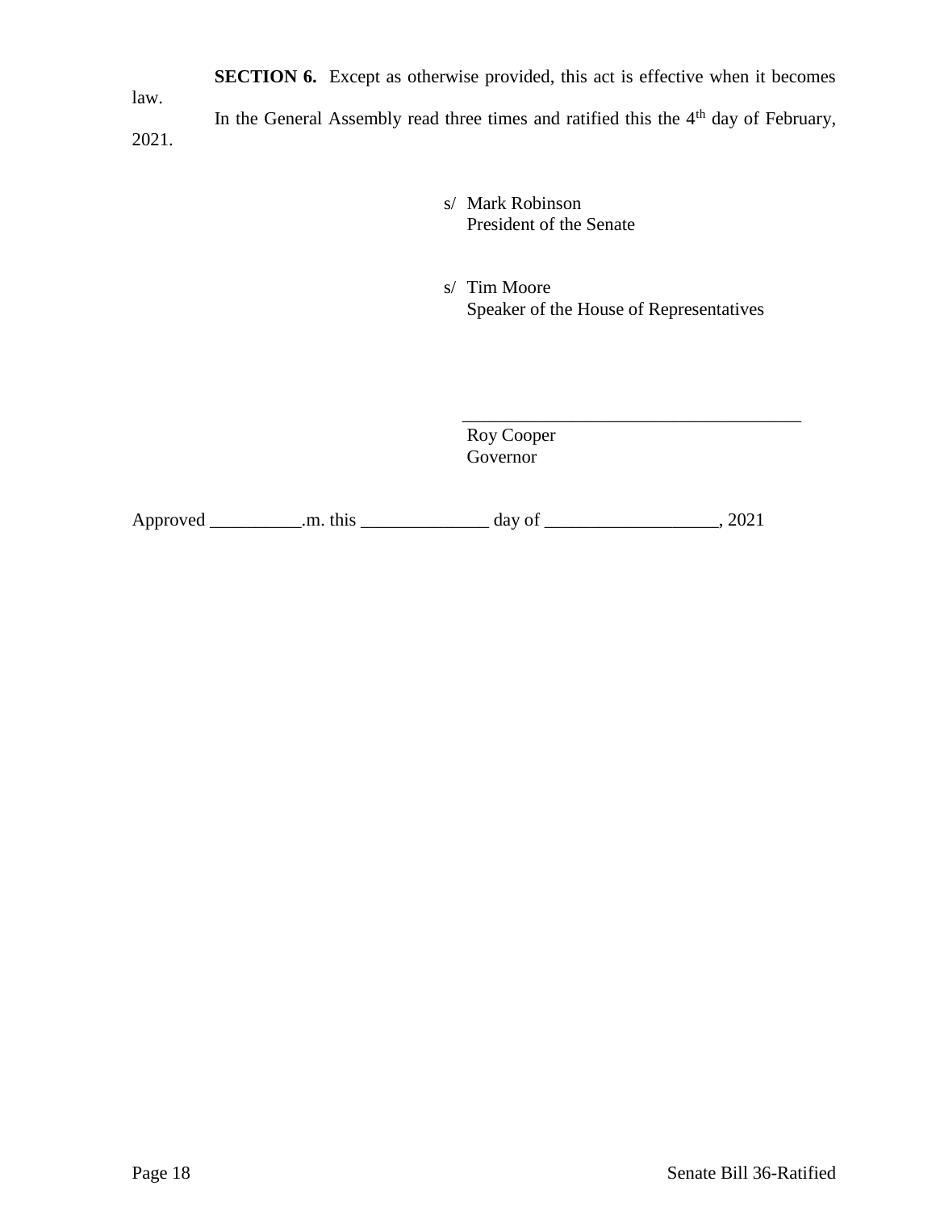**SECTION 6.** Except as otherwise provided, this act is effective when it becomes law.

In the General Assembly read three times and ratified this the 4th day of February, 2021.

s/ Mark Robinson
President of the Senate

s/ Tim Moore
Speaker of the House of Representatives

_____________________________________
Roy Cooper
Governor

Approved __________.m. this ______________ day of ___________________, 2021